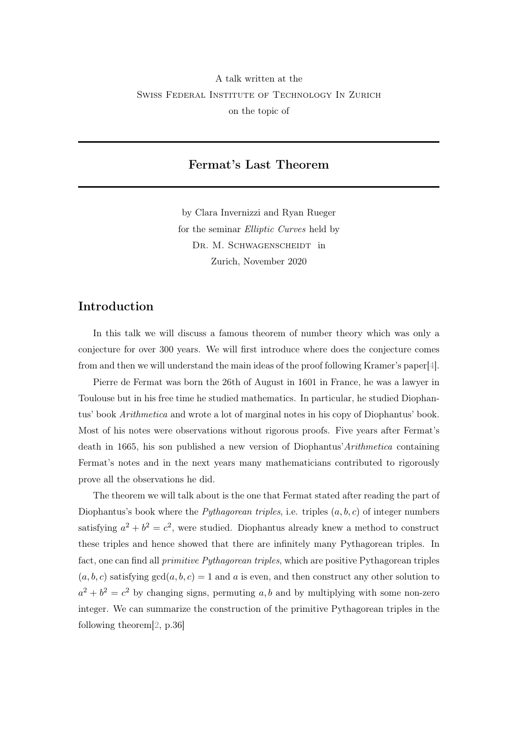A talk written at the

Swiss Federal Institute of Technology In Zurich

on the topic of

# Fermat's Last Theorem

by Clara Invernizzi and Ryan Rueger

for the seminar *Elliptic Curves* held by

Dr. M. Schwagenscheidt in

Zurich, November 2020

## Introduction

In this talk we will discuss a famous theorem of number theory which was only a conjecture for over 300 years. We will first introduce where does the conjecture comes from and then we will understand the main ideas of the proof following Kramer's paper[4].

Pierre de Fermat was born the 26th of August in 1601 in France, he was a lawyer in Toulouse but in his free time he studied mathematics. In particular, he studied Diophantus' book *Arithmetica* and wrote a lot of marginal notes in his copy of Diophantus' book. Most of his notes were observations without rigorous proofs. Five years after Fermat's death in 1665, his son published a new version of Diophantus'*Arithmetica* containing Fermat's notes and in the next years many mathematicians contributed to rigorously prove all the observations he did.

The theorem we will talk about is the one that Fermat stated after reading the part of Diophantus's book where the *Pythagorean triples*, i.e. triples $(a, b, c)$ of integer numbers satisfying $a^2 + b^2 = c^2$, were studied. Diophantus already knew a method to construct these triples and hence showed that there are infinitely many Pythagorean triples. In fact, one can find all *primitive Pythagorean triples*, which are positive Pythagorean triples $(a, b, c)$ satisfying $\gcd(a, b, c) = 1$ and $a$ is even, and then construct any other solution to $a^2 + b^2 = c^2$ by changing signs, permuting $a, b$ and by multiplying with some non-zero integer. We can summarize the construction of the primitive Pythagorean triples in the following theorem[2, p.36]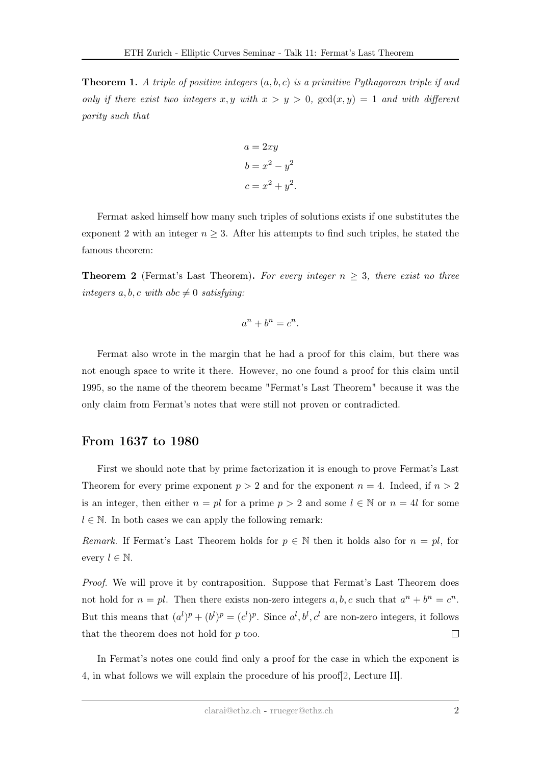**Theorem 1.** *A triple of positive integers $(a, b, c)$ is a primitive Pythagorean triple if and only if there exist two integers $x, y$ with $x > y > 0$, $\gcd(x, y) = 1$ and with different parity such that*

$$
\begin{aligned}
a &= 2xy \\
b &= x^2 - y^2 \\
c &= x^2 + y^2.
\end{aligned}
$$

Fermat asked himself how many such triples of solutions exists if one substitutes the exponent 2 with an integer $n \geq 3$. After his attempts to find such triples, he stated the famous theorem:

**Theorem 2** (Fermat's Last Theorem)**.** *For every integer $n \geq 3$, there exist no three integers $a, b, c$ with $abc \neq 0$ satisfying:*

$$a^n + b^n = c^n.$$

Fermat also wrote in the margin that he had a proof for this claim, but there was not enough space to write it there. However, no one found a proof for this claim until 1995, so the name of the theorem became "Fermat's Last Theorem" because it was the only claim from Fermat's notes that were still not proven or contradicted.

## From 1637 to 1980

First we should note that by prime factorization it is enough to prove Fermat's Last Theorem for every prime exponent $p > 2$ and for the exponent $n = 4$. Indeed, if $n > 2$ is an integer, then either $n = pl$ for a prime $p > 2$ and some $l \in \mathbb{N}$ or $n = 4l$ for some $l \in \mathbb{N}$. In both cases we can apply the following remark:

*Remark.* If Fermat's Last Theorem holds for $p \in \mathbb{N}$ then it holds also for $n = pl$, for every $l \in \mathbb{N}$.

*Proof.* We will prove it by contraposition. Suppose that Fermat's Last Theorem does not hold for $n = pl$. Then there exists non-zero integers $a, b, c$ such that $a^n + b^n = c^n$. But this means that $(a^l)^p + (b^l)^p = (c^l)^p$. Since $a^l, b^l, c^l$ are non-zero integers, it follows that the theorem does not hold for $p$ too. □

In Fermat's notes one could find only a proof for the case in which the exponent is 4, in what follows we will explain the procedure of his proof[2, Lecture II].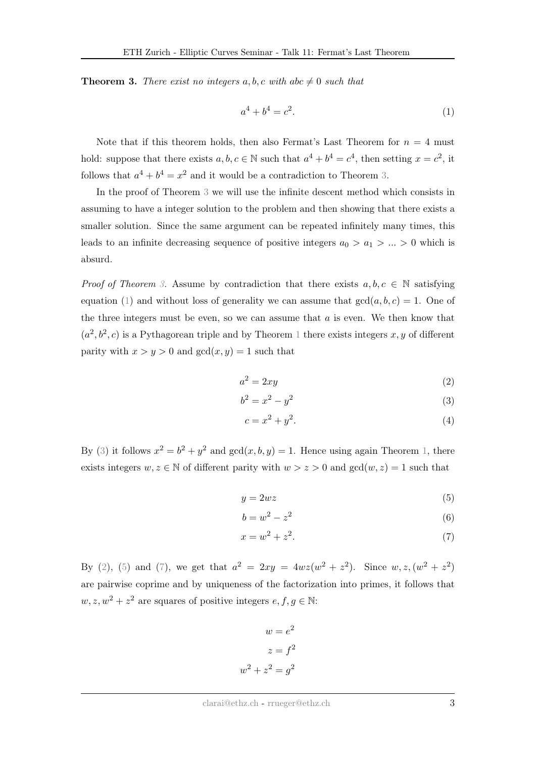**Theorem 3.** *There exist no integers $a, b, c$ with $abc \neq 0$ such that*

$$a^4 + b^4 = c^2. \tag{1}$$

Note that if this theorem holds, then also Fermat's Last Theorem for $n = 4$ must hold: suppose that there exists $a, b, c \in \mathbb{N}$ such that $a^4 + b^4 = c^4$, then setting $x = c^2$, it follows that $a^4 + b^4 = x^2$ and it would be a contradiction to Theorem 3.

In the proof of Theorem 3 we will use the infinite descent method which consists in assuming to have a integer solution to the problem and then showing that there exists a smaller solution. Since the same argument can be repeated infinitely many times, this leads to an infinite decreasing sequence of positive integers $a_0 > a_1 > ... > 0$ which is absurd.

*Proof of Theorem 3.* Assume by contradiction that there exists $a, b, c \in \mathbb{N}$ satisfying equation (1) and without loss of generality we can assume that $\gcd(a, b, c) = 1$. One of the three integers must be even, so we can assume that $a$ is even. We then know that $(a^2, b^2, c)$ is a Pythagorean triple and by Theorem 1 there exists integers $x, y$ of different parity with $x > y > 0$ and $\gcd(x, y) = 1$ such that

$$a^2 = 2xy \tag{2}$$

$$b^2 = x^2 - y^2 \tag{3}$$

$$c = x^2 + y^2. \tag{4}$$

By (3) it follows $x^2 = b^2 + y^2$ and $\gcd(x, b, y) = 1$. Hence using again Theorem 1, there exists integers $w, z \in \mathbb{N}$ of different parity with $w > z > 0$ and $\gcd(w, z) = 1$ such that

$$y = 2wz \tag{5}$$

$$b = w^2 - z^2 \tag{6}$$

$$x = w^2 + z^2. \tag{7}$$

By (2), (5) and (7), we get that $a^2 = 2xy = 4wz(w^2 + z^2)$. Since $w, z, (w^2 + z^2)$ are pairwise coprime and by uniqueness of the factorization into primes, it follows that $w, z, w^2 + z^2$ are squares of positive integers $e, f, g \in \mathbb{N}$:

$$w = e^2$$

$$z = f^2$$

$$w^2 + z^2 = g^2$$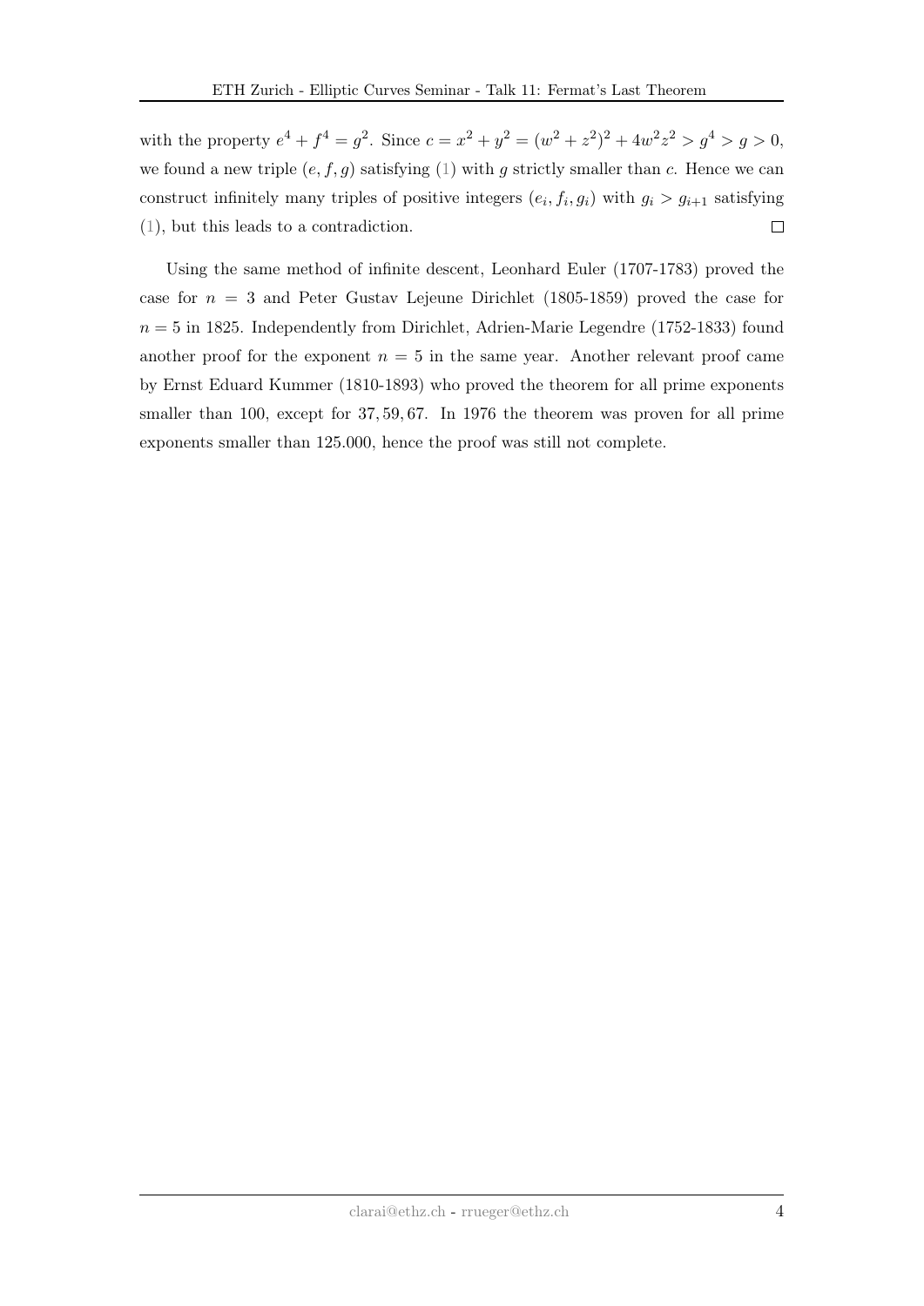with the property $e^4 + f^4 = g^2$. Since $c = x^2 + y^2 = (w^2 + z^2)^2 + 4w^2z^2 > g^4 > g > 0$, we found a new triple $(e, f, g)$ satisfying (1) with $g$ strictly smaller than $c$. Hence we can construct infinitely many triples of positive integers $(e_i, f_i, g_i)$ with $g_i > g_{i+1}$ satisfying (1), but this leads to a contradiction. □

Using the same method of infinite descent, Leonhard Euler (1707-1783) proved the case for $n = 3$ and Peter Gustav Lejeune Dirichlet (1805-1859) proved the case for $n = 5$ in 1825. Independently from Dirichlet, Adrien-Marie Legendre (1752-1833) found another proof for the exponent $n = 5$ in the same year. Another relevant proof came by Ernst Eduard Kummer (1810-1893) who proved the theorem for all prime exponents smaller than 100, except for $37, 59, 67$. In 1976 the theorem was proven for all prime exponents smaller than 125.000, hence the proof was still not complete.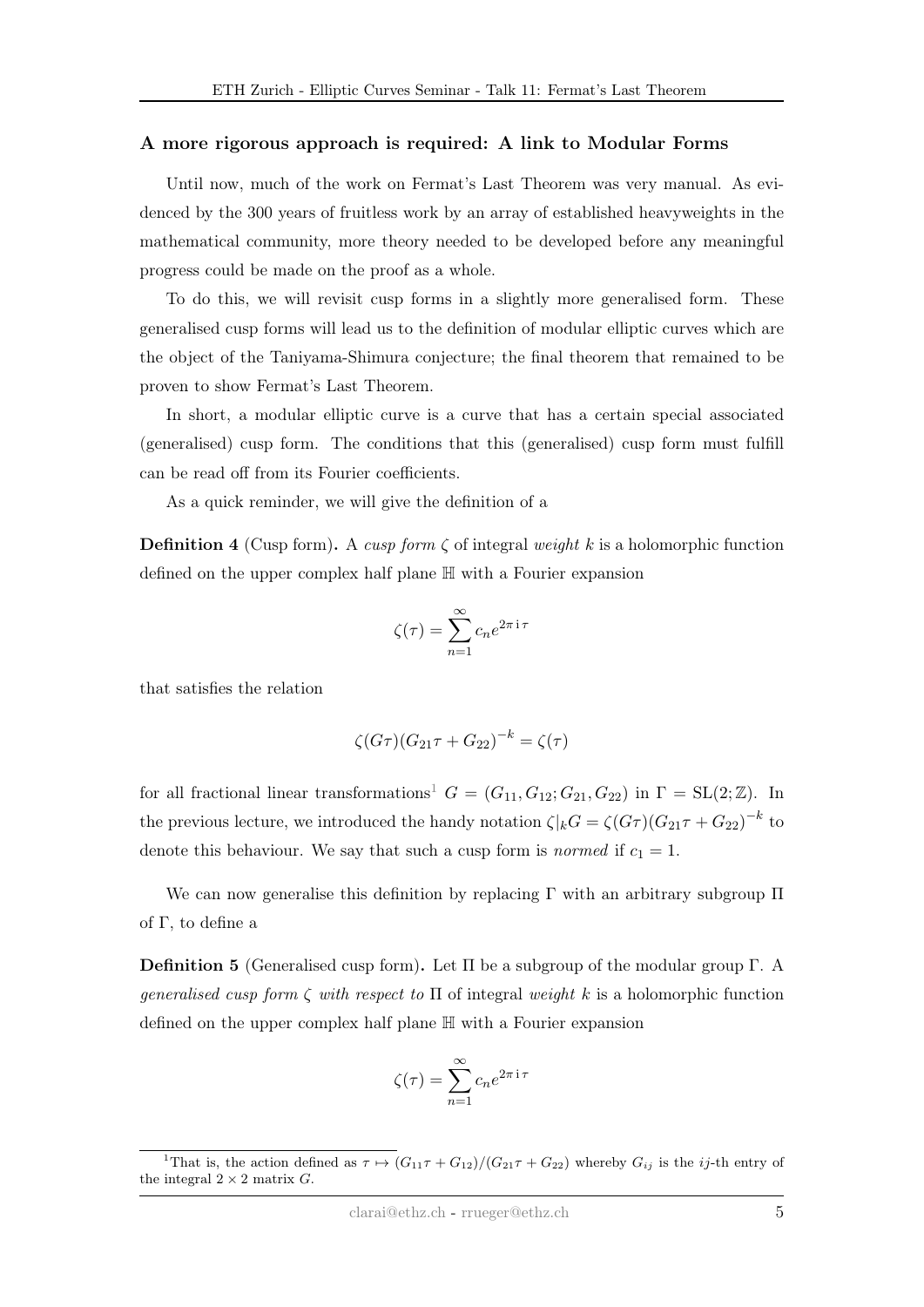### A more rigorous approach is required: A link to Modular Forms

Until now, much of the work on Fermat's Last Theorem was very manual. As evidenced by the 300 years of fruitless work by an array of established heavyweights in the mathematical community, more theory needed to be developed before any meaningful progress could be made on the proof as a whole.

To do this, we will revisit cusp forms in a slightly more generalised form. These generalised cusp forms will lead us to the definition of modular elliptic curves which are the object of the Taniyama-Shimura conjecture; the final theorem that remained to be proven to show Fermat's Last Theorem.

In short, a modular elliptic curve is a curve that has a certain special associated (generalised) cusp form. The conditions that this (generalised) cusp form must fulfill can be read off from its Fourier coefficients.

As a quick reminder, we will give the definition of a

**Definition 4** (Cusp form)**.** A *cusp form* $\zeta$ of integral *weight* $k$ is a holomorphic function defined on the upper complex half plane $\mathbb{H}$ with a Fourier expansion

$$\zeta(\tau) = \sum_{n=1}^{\infty} c_n e^{2\pi \mathrm{i} \tau}$$

that satisfies the relation

$$\zeta(G\tau)(G_{21}\tau + G_{22})^{-k} = \zeta(\tau)$$

for all fractional linear transformations[1] $G = (G_{11}, G_{12}; G_{21}, G_{22})$ in $\Gamma = \mathrm{SL}(2;\mathbb{Z})$. In the previous lecture, we introduced the handy notation $\zeta|_k G = \zeta(G\tau)(G_{21}\tau + G_{22})^{-k}$ to denote this behaviour. We say that such a cusp form is *normed* if $c_1 = 1$.

We can now generalise this definition by replacing $\Gamma$ with an arbitrary subgroup $\Pi$ of $\Gamma$, to define a

**Definition 5** (Generalised cusp form)**.** Let $\Pi$ be a subgroup of the modular group $\Gamma$. A *generalised cusp form $\zeta$ with respect to* $\Pi$ of integral *weight* $k$ is a holomorphic function defined on the upper complex half plane $\mathbb{H}$ with a Fourier expansion

$$\zeta(\tau) = \sum_{n=1}^{\infty} c_n e^{2\pi \mathrm{i} \tau}$$

[1] That is, the action defined as $\tau \mapsto (G_{11}\tau + G_{12})/(G_{21}\tau + G_{22})$ whereby $G_{ij}$ is the $ij$-th entry of the integral $2 \times 2$ matrix $G$.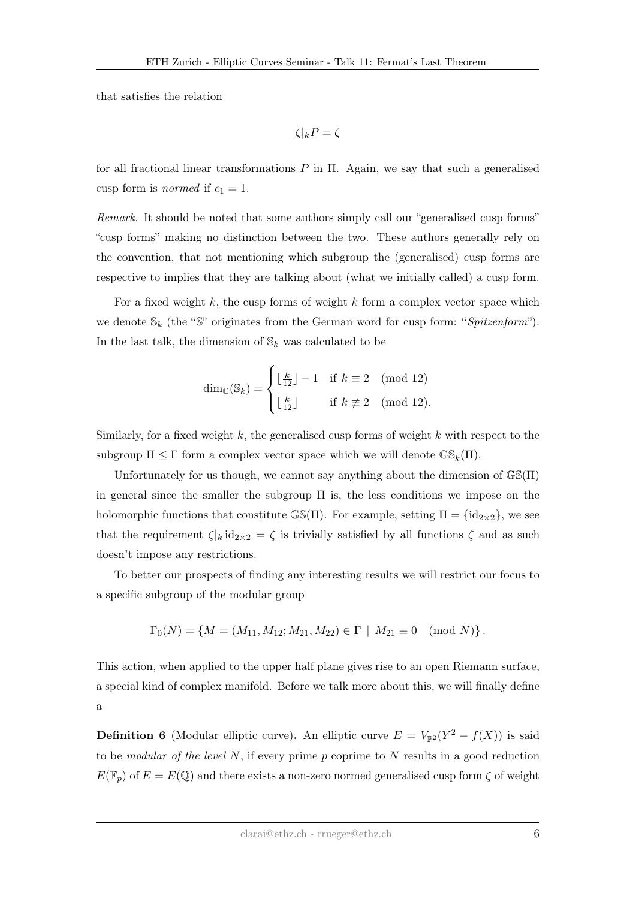that satisfies the relation

$$\zeta|_k P = \zeta$$

for all fractional linear transformations $P$ in $\Pi$. Again, we say that such a generalised cusp form is *normed* if $c_1 = 1$.

*Remark.* It should be noted that some authors simply call our "generalised cusp forms" "cusp forms" making no distinction between the two. These authors generally rely on the convention, that not mentioning which subgroup the (generalised) cusp forms are respective to implies that they are talking about (what we initially called) a cusp form.

For a fixed weight $k$, the cusp forms of weight $k$ form a complex vector space which we denote $\mathbb{S}_k$ (the "$\mathbb{S}$" originates from the German word for cusp form: "*Spitzenform*"). In the last talk, the dimension of $\mathbb{S}_k$ was calculated to be

$$\dim_{\mathbb{C}}(\mathbb{S}_k) = \begin{cases} \lfloor \frac{k}{12} \rfloor - 1 & \text{if } k \equiv 2 \pmod{12} \\ \lfloor \frac{k}{12} \rfloor & \text{if } k \not\equiv 2 \pmod{12}. \end{cases}$$

Similarly, for a fixed weight $k$, the generalised cusp forms of weight $k$ with respect to the subgroup $\Pi \leq \Gamma$ form a complex vector space which we will denote $\mathbb{GS}_k(\Pi)$.

Unfortunately for us though, we cannot say anything about the dimension of $\mathbb{GS}(\Pi)$ in general since the smaller the subgroup $\Pi$ is, the less conditions we impose on the holomorphic functions that constitute $\mathbb{GS}(\Pi)$. For example, setting $\Pi = \{\mathrm{id}_{2\times 2}\}$, we see that the requirement $\zeta|_k \mathrm{id}_{2\times 2} = \zeta$ is trivially satisfied by all functions $\zeta$ and as such doesn't impose any restrictions.

To better our prospects of finding any interesting results we will restrict our focus to a specific subgroup of the modular group

$$\Gamma_0(N) = \{M = (M_{11}, M_{12}; M_{21}, M_{22}) \in \Gamma \mid M_{21} \equiv 0 \pmod{N}\}.$$

This action, when applied to the upper half plane gives rise to an open Riemann surface, a special kind of complex manifold. Before we talk more about this, we will finally define a

**Definition 6** (Modular elliptic curve)**.** An elliptic curve $E = V_{\mathbb{P}^2}(Y^2 - f(X))$ is said to be *modular of the level* $N$, if every prime $p$ coprime to $N$ results in a good reduction $E(\mathbb{F}_p)$ of $E = E(\mathbb{Q})$ and there exists a non-zero normed generalised cusp form $\zeta$ of weight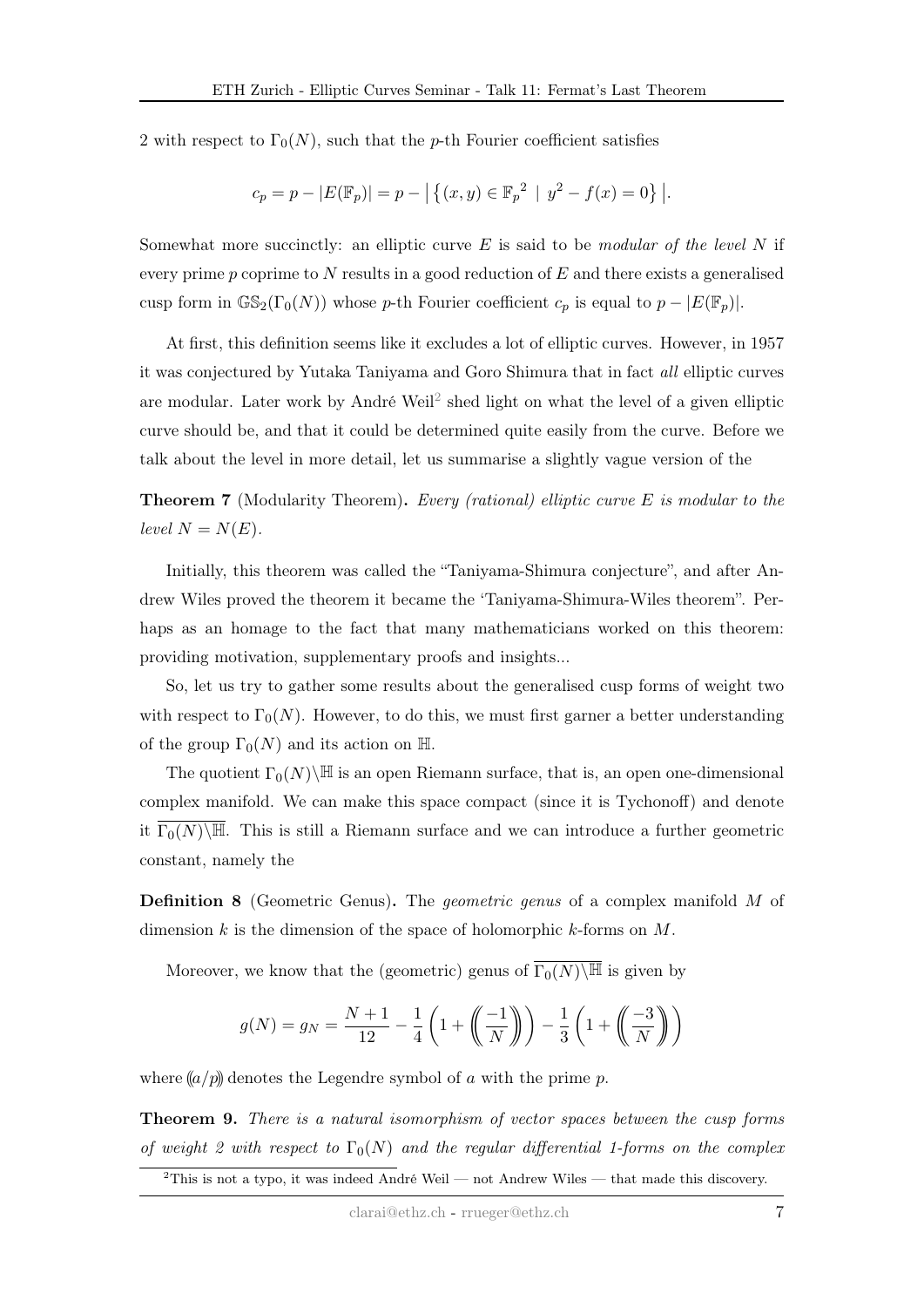2 with respect to $\Gamma_0(N)$, such that the $p$-th Fourier coefficient satisfies

$$c_p = p - |E(\mathbb{F}_p)| = p - \left| \left\{ (x, y) \in {\mathbb{F}_p}^2 \;\middle|\; y^2 - f(x) = 0 \right\} \right|.$$

Somewhat more succinctly: an elliptic curve $E$ is said to be *modular of the level* $N$ if every prime $p$ coprime to $N$ results in a good reduction of $E$ and there exists a generalised cusp form in $\mathbb{GS}_2(\Gamma_0(N))$ whose $p$-th Fourier coefficient $c_p$ is equal to $p - |E(\mathbb{F}_p)|$.

At first, this definition seems like it excludes a lot of elliptic curves. However, in 1957 it was conjectured by Yutaka Taniyama and Goro Shimura that in fact *all* elliptic curves are modular. Later work by André Weil[2] shed light on what the level of a given elliptic curve should be, and that it could be determined quite easily from the curve. Before we talk about the level in more detail, let us summarise a slightly vague version of the

**Theorem 7** (Modularity Theorem)**.** *Every (rational) elliptic curve $E$ is modular to the level $N = N(E)$.*

Initially, this theorem was called the "Taniyama-Shimura conjecture", and after Andrew Wiles proved the theorem it became the 'Taniyama-Shimura-Wiles theorem". Perhaps as an homage to the fact that many mathematicians worked on this theorem: providing motivation, supplementary proofs and insights...

So, let us try to gather some results about the generalised cusp forms of weight two with respect to $\Gamma_0(N)$. However, to do this, we must first garner a better understanding of the group $\Gamma_0(N)$ and its action on $\mathbb{H}$.

The quotient $\Gamma_0(N)\backslash\mathbb{H}$ is an open Riemann surface, that is, an open one-dimensional complex manifold. We can make this space compact (since it is Tychonoff) and denote it $\overline{\Gamma_0(N)\backslash\mathbb{H}}$. This is still a Riemann surface and we can introduce a further geometric constant, namely the

**Definition 8** (Geometric Genus)**.** The *geometric genus* of a complex manifold $M$ of dimension $k$ is the dimension of the space of holomorphic $k$-forms on $M$.

Moreover, we know that the (geometric) genus of $\overline{\Gamma_0(N)\backslash\mathbb{H}}$ is given by

$$g(N) = g_N = \frac{N+1}{12} - \frac{1}{4}\left(1 + \left(\!\!\left(\frac{-1}{N}\right)\!\!\right)\right) - \frac{1}{3}\left(1 + \left(\!\!\left(\frac{-3}{N}\right)\!\!\right)\right)$$

where $(\!(a/p)\!)$ denotes the Legendre symbol of $a$ with the prime $p$.

**Theorem 9.** *There is a natural isomorphism of vector spaces between the cusp forms of weight 2 with respect to $\Gamma_0(N)$ and the regular differential 1-forms on the complex*

[2] This is not a typo, it was indeed André Weil — not Andrew Wiles — that made this discovery.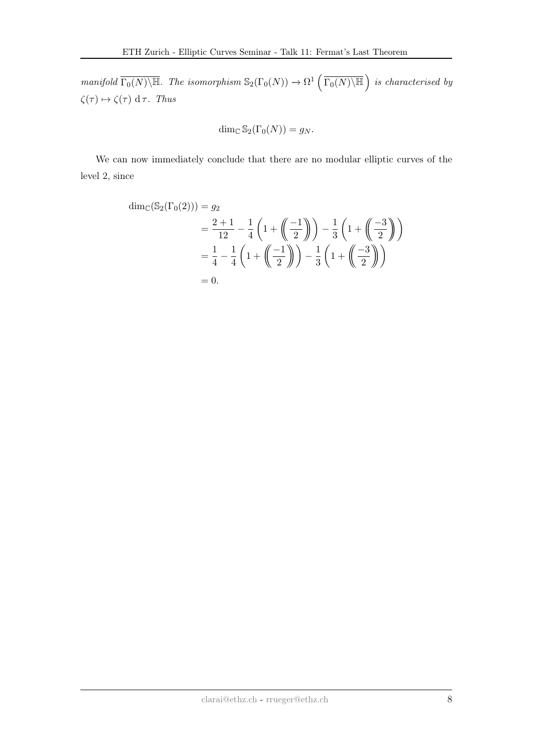*manifold* $\overline{\Gamma_0(N)\backslash\mathbb{H}}$. *The isomorphism* $\mathbb{S}_2(\Gamma_0(N)) \to \Omega^1\left(\overline{\Gamma_0(N)\backslash\mathbb{H}}\right)$ *is characterised by* $\zeta(\tau) \mapsto \zeta(\tau)\,\mathrm{d}\,\tau$. *Thus*

$$\dim_{\mathbb{C}} \mathbb{S}_2(\Gamma_0(N)) = g_N.$$

We can now immediately conclude that there are no modular elliptic curves of the level 2, since

$$\begin{aligned}
\dim_{\mathbb{C}}(\mathbb{S}_2(\Gamma_0(2))) &= g_2 \\
&= \frac{2+1}{12} - \frac{1}{4}\left(1 + \left(\!\!\left(\frac{-1}{2}\right)\!\!\right)\right) - \frac{1}{3}\left(1 + \left(\!\!\left(\frac{-3}{2}\right)\!\!\right)\right) \\
&= \frac{1}{4} - \frac{1}{4}\left(1 + \left(\!\!\left(\frac{-1}{2}\right)\!\!\right)\right) - \frac{1}{3}\left(1 + \left(\!\!\left(\frac{-3}{2}\right)\!\!\right)\right) \\
&= 0.
\end{aligned}$$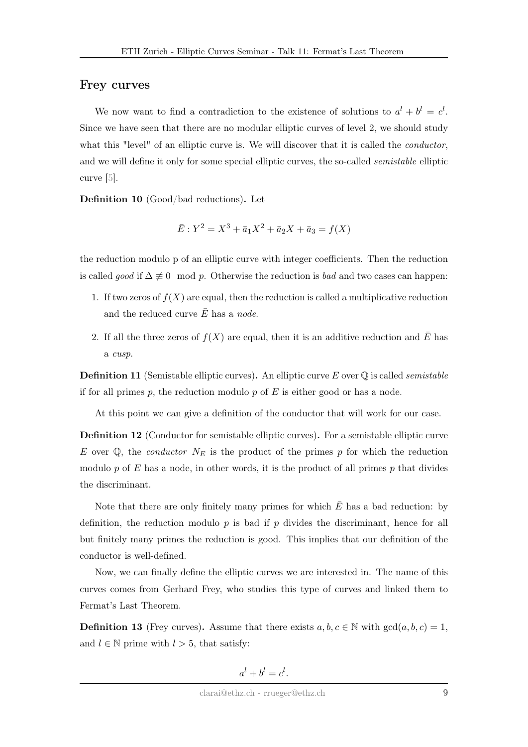## Frey curves

We now want to find a contradiction to the existence of solutions to $a^l + b^l = c^l$. Since we have seen that there are no modular elliptic curves of level 2, we should study what this "level" of an elliptic curve is. We will discover that it is called the *conductor*, and we will define it only for some special elliptic curves, the so-called *semistable* elliptic curve [5].

**Definition 10** (Good/bad reductions)**.** Let

$$\bar{E} : Y^2 = X^3 + \bar{a}_1 X^2 + \bar{a}_2 X + \bar{a}_3 = f(X)$$

the reduction modulo p of an elliptic curve with integer coefficients. Then the reduction is called *good* if $\Delta \not\equiv 0 \mod p$. Otherwise the reduction is *bad* and two cases can happen:

1. If two zeros of $f(X)$ are equal, then the reduction is called a multiplicative reduction and the reduced curve $\bar{E}$ has a *node*.
2. If all the three zeros of $f(X)$ are equal, then it is an additive reduction and $\bar{E}$ has a *cusp*.

**Definition 11** (Semistable elliptic curves)**.** An elliptic curve $E$ over $\mathbb{Q}$ is called *semistable* if for all primes $p$, the reduction modulo $p$ of $E$ is either good or has a node.

At this point we can give a definition of the conductor that will work for our case.

**Definition 12** (Conductor for semistable elliptic curves)**.** For a semistable elliptic curve $E$ over $\mathbb{Q}$, the *conductor* $N_E$ is the product of the primes $p$ for which the reduction modulo $p$ of $E$ has a node, in other words, it is the product of all primes $p$ that divides the discriminant.

Note that there are only finitely many primes for which $\bar{E}$ has a bad reduction: by definition, the reduction modulo $p$ is bad if $p$ divides the discriminant, hence for all but finitely many primes the reduction is good. This implies that our definition of the conductor is well-defined.

Now, we can finally define the elliptic curves we are interested in. The name of this curves comes from Gerhard Frey, who studies this type of curves and linked them to Fermat's Last Theorem.

**Definition 13** (Frey curves)**.** Assume that there exists $a, b, c \in \mathbb{N}$ with $\gcd(a, b, c) = 1$, and $l \in \mathbb{N}$ prime with $l > 5$, that satisfy:

$$a^l + b^l = c^l.$$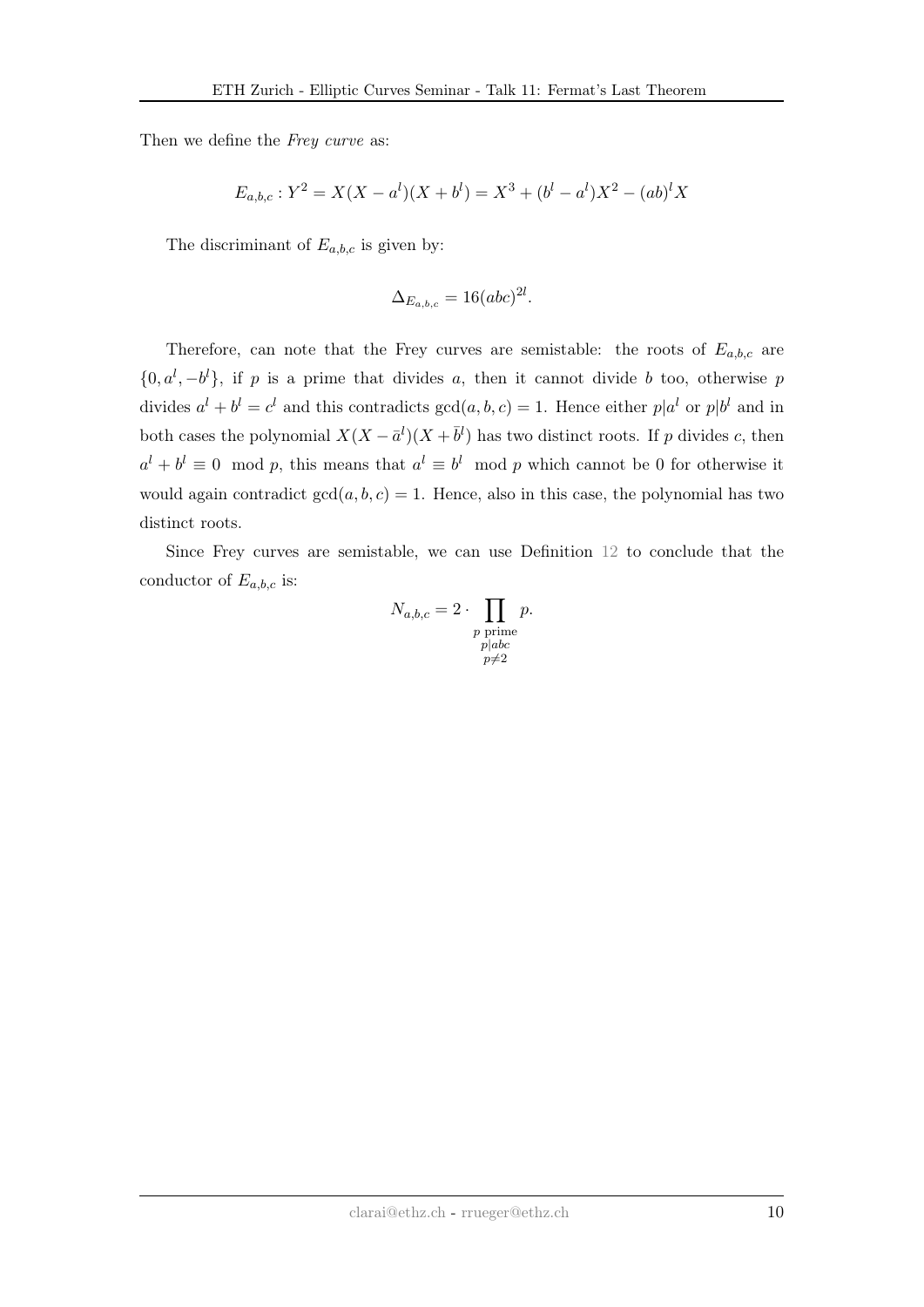Then we define the *Frey curve* as:

$$E_{a,b,c} : Y^2 = X(X - a^l)(X + b^l) = X^3 + (b^l - a^l)X^2 - (ab)^l X$$

The discriminant of $E_{a,b,c}$ is given by:

$$\Delta_{E_{a,b,c}} = 16(abc)^{2l}.$$

Therefore, can note that the Frey curves are semistable: the roots of $E_{a,b,c}$ are $\{0, a^l, -b^l\}$, if $p$ is a prime that divides $a$, then it cannot divide $b$ too, otherwise $p$ divides $a^l + b^l = c^l$ and this contradicts $\gcd(a, b, c) = 1$. Hence either $p|a^l$ or $p|b^l$ and in both cases the polynomial $X(X - \bar{a}^l)(X + \bar{b}^l)$ has two distinct roots. If $p$ divides $c$, then $a^l + b^l \equiv 0 \mod p$, this means that $a^l \equiv b^l \mod p$ which cannot be 0 for otherwise it would again contradict $\gcd(a, b, c) = 1$. Hence, also in this case, the polynomial has two distinct roots.

Since Frey curves are semistable, we can use Definition 12 to conclude that the conductor of $E_{a,b,c}$ is:

$$N_{a,b,c} = 2 \cdot \prod_{\substack{p \text{ prime} \\ p|abc \\ p \neq 2}} p.$$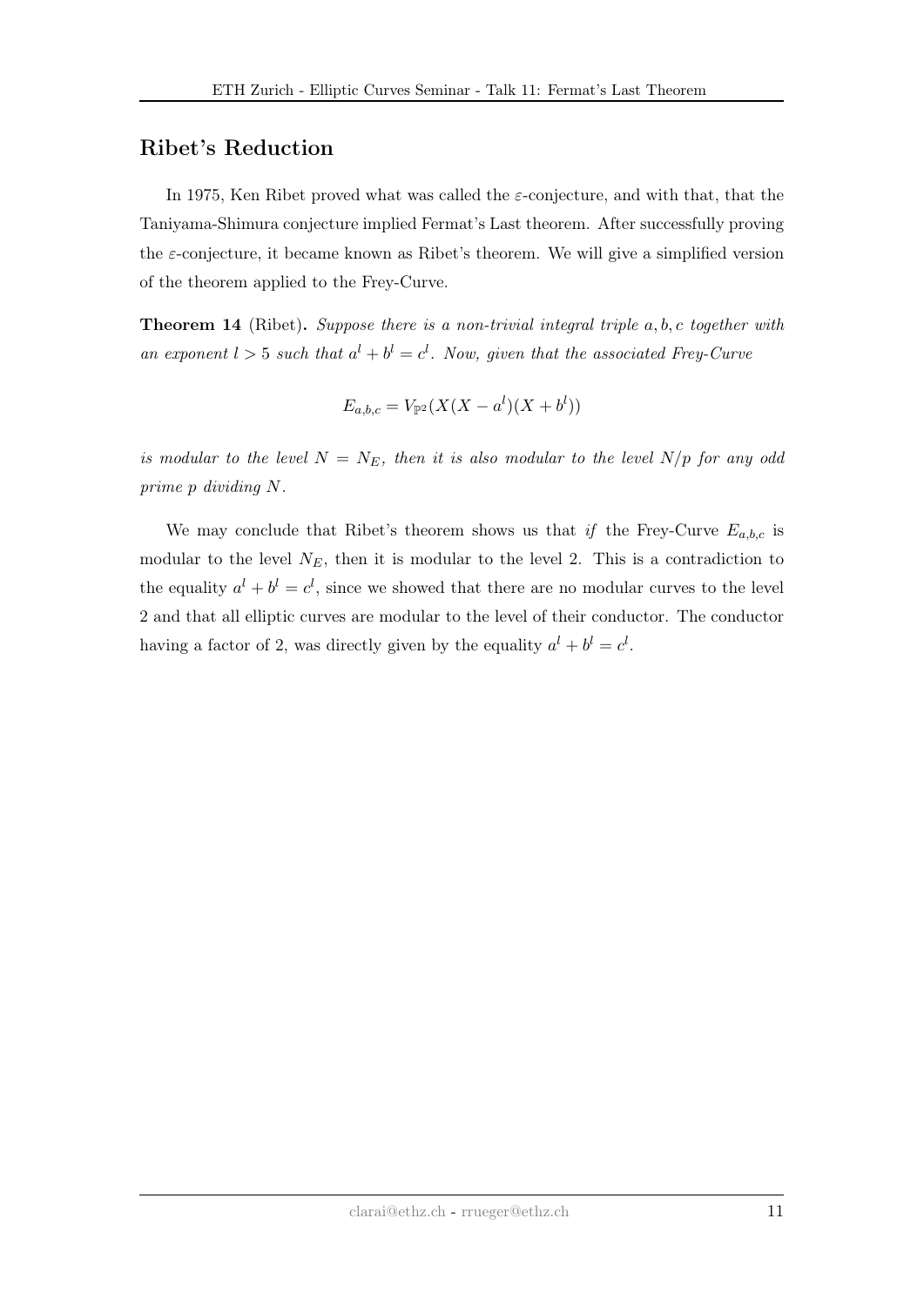## Ribet's Reduction

In 1975, Ken Ribet proved what was called the $\varepsilon$-conjecture, and with that, that the Taniyama-Shimura conjecture implied Fermat's Last theorem. After successfully proving the $\varepsilon$-conjecture, it became known as Ribet's theorem. We will give a simplified version of the theorem applied to the Frey-Curve.

**Theorem 14** (Ribet). *Suppose there is a non-trivial integral triple $a, b, c$ together with an exponent $l > 5$ such that $a^l + b^l = c^l$. Now, given that the associated Frey-Curve*

$$E_{a,b,c} = V_{\mathbb{P}^2}(X(X - a^l)(X + b^l))$$

*is modular to the level $N = N_E$, then it is also modular to the level $N/p$ for any odd prime $p$ dividing $N$.*

We may conclude that Ribet's theorem shows us that *if* the Frey-Curve $E_{a,b,c}$ is modular to the level $N_E$, then it is modular to the level 2. This is a contradiction to the equality $a^l + b^l = c^l$, since we showed that there are no modular curves to the level 2 and that all elliptic curves are modular to the level of their conductor. The conductor having a factor of 2, was directly given by the equality $a^l + b^l = c^l$.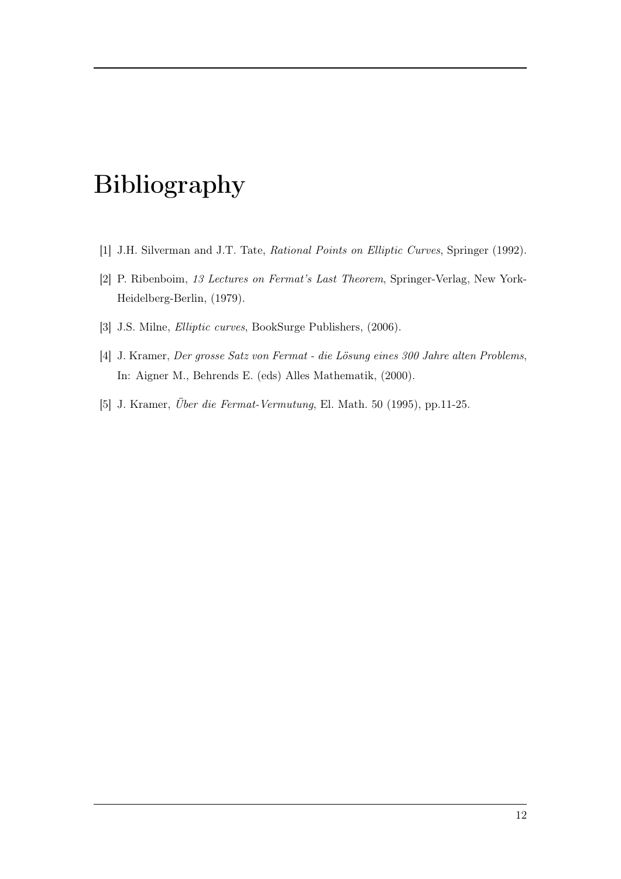# Bibliography

[1] J.H. Silverman and J.T. Tate, *Rational Points on Elliptic Curves*, Springer (1992).

[2] P. Ribenboim, *13 Lectures on Fermat's Last Theorem*, Springer-Verlag, New York-Heidelberg-Berlin, (1979).

[3] J.S. Milne, *Elliptic curves*, BookSurge Publishers, (2006).

[4] J. Kramer, *Der grosse Satz von Fermat - die Lösung eines 300 Jahre alten Problems*, In: Aigner M., Behrends E. (eds) Alles Mathematik, (2000).

[5] J. Kramer, *Über die Fermat-Vermutung*, El. Math. 50 (1995), pp.11-25.